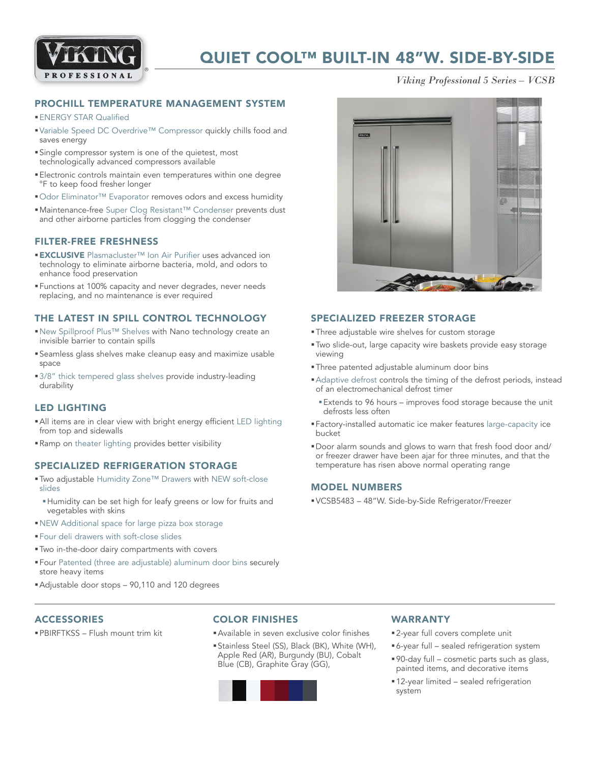# QUIET COOL™ BUILT-IN 48"W. SIDE-BY-SIDE

*Viking Professional 5 Series – VCSB*

## PROCHILL TEMPERATURE MANAGEMENT SYSTEM

- ENERGY STAR Qualified
- Variable Speed DC Overdrive™ Compressor quickly chills food and saves energy
- Single compressor system is one of the quietest, most technologically advanced compressors available
- Electronic controls maintain even temperatures within one degree °F to keep food fresher longer
- Odor Eliminator™ Evaporator removes odors and excess humidity
- Maintenance-free Super Clog Resistant™ Condenser prevents dust and other airborne particles from clogging the condenser

## FILTER-FREE FRESHNESS

- **EXCLUSIVE** Plasmacluster™ Ion Air Purifier uses advanced ion technology to eliminate airborne bacteria, mold, and odors to enhance food preservation
- Functions at 100% capacity and never degrades, never needs replacing, and no maintenance is ever required

## THE LATEST IN SPILL CONTROL TECHNOLOGY

- New Spillproof Plus™ Shelves with Nano technology create an invisible barrier to contain spills
- Seamless glass shelves make cleanup easy and maximize usable space
- 3/8" thick tempered glass shelves provide industry-leading durability

## LED LIGHTING

- All items are in clear view with bright energy efficient LED lighting from top and sidewalls
- Ramp on theater lighting provides better visibility

## SPECIALIZED REFRIGERATION STORAGE

- Two adjustable Humidity Zone™ Drawers with NEW soft-close slides
  - Humidity can be set high for leafy greens or low for fruits and vegetables with skins
- NEW Additional space for large pizza box storage
- Four deli drawers with soft-close slides
- Two in-the-door dairy compartments with covers
- Four Patented (three are adjustable) aluminum door bins securely store heavy items
- Adjustable door stops – 90,110 and 120 degrees

## SPECIALIZED FREEZER STORAGE

- Three adjustable wire shelves for custom storage
- Two slide-out, large capacity wire baskets provide easy storage viewing
- Three patented adjustable aluminum door bins
- Adaptive defrost controls the timing of the defrost periods, instead of an electromechanical defrost timer
  - Extends to 96 hours – improves food storage because the unit defrosts less often
- Factory-installed automatic ice maker features large-capacity ice bucket
- Door alarm sounds and glows to warn that fresh food door and/or freezer drawer have been ajar for three minutes, and that the temperature has risen above normal operating range

## MODEL NUMBERS

- VCSB5483 – 48"W. Side-by-Side Refrigerator/Freezer

## ACCESSORIES

- PBIRFTKSS – Flush mount trim kit

## COLOR FINISHES

- Available in seven exclusive color finishes
- Stainless Steel (SS), Black (BK), White (WH), Apple Red (AR), Burgundy (BU), Cobalt Blue (CB), Graphite Gray (GG),

## WARRANTY

- 2-year full covers complete unit
- 6-year full – sealed refrigeration system
- 90-day full – cosmetic parts such as glass, painted items, and decorative items
- 12-year limited – sealed refrigeration system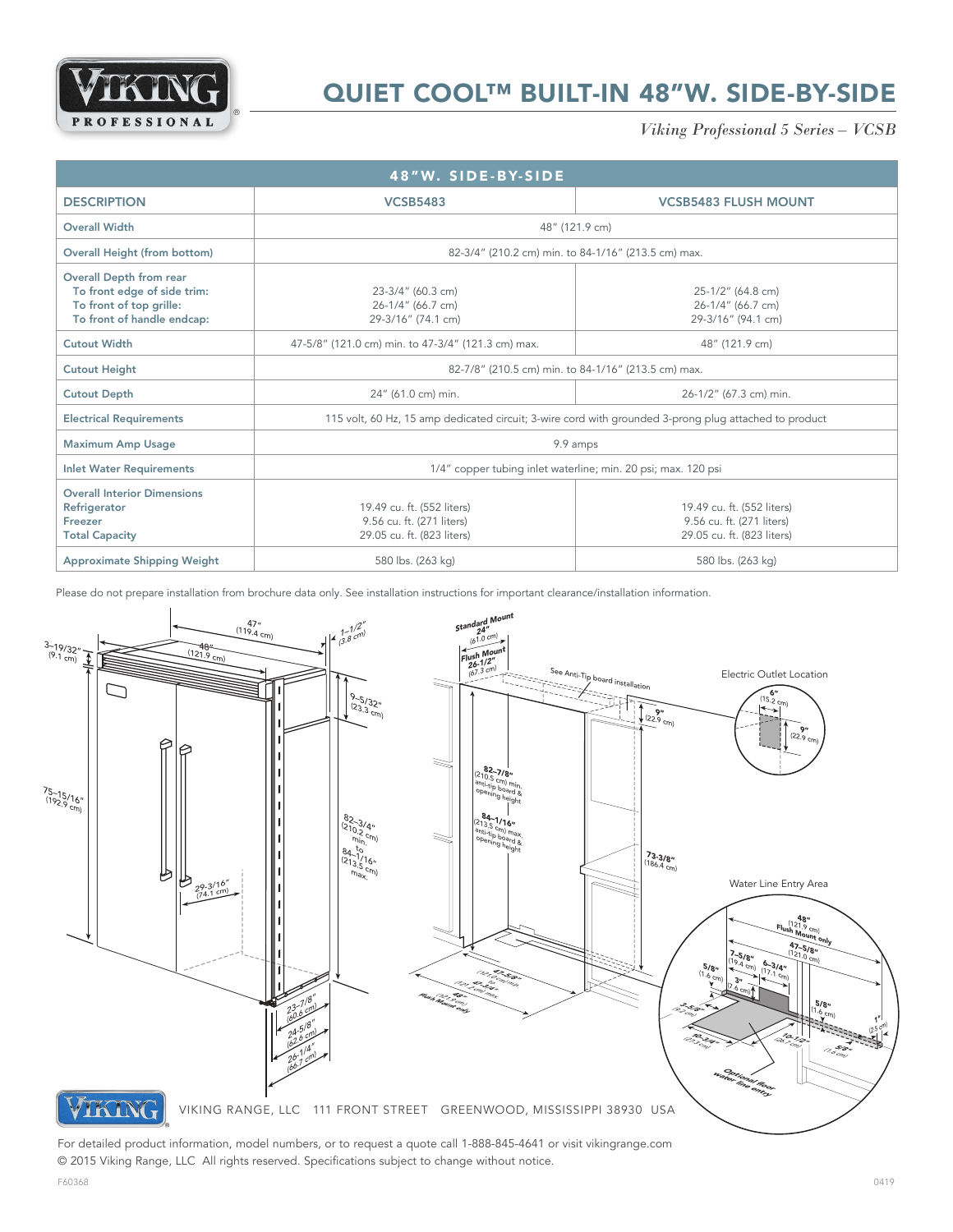# QUIET COOL™ BUILT-IN 48"W. SIDE-BY-SIDE

*Viking Professional 5 Series – VCSB*

| 48"W. SIDE-BY-SIDE | | |
|---|---|---|
| **DESCRIPTION** | **VCSB5483** | **VCSB5483 FLUSH MOUNT** |
| Overall Width | 48" (121.9 cm) | |
| Overall Height (from bottom) | 82-3/4" (210.2 cm) min. to 84-1/16" (213.5 cm) max. | |
| Overall Depth from rear<br>To front edge of side trim:<br>To front of top grille:<br>To front of handle endcap: | 23-3/4" (60.3 cm)<br>26-1/4" (66.7 cm)<br>29-3/16" (74.1 cm) | 25-1/2" (64.8 cm)<br>26-1/4" (66.7 cm)<br>29-3/16" (94.1 cm) |
| Cutout Width | 47-5/8" (121.0 cm) min. to 47-3/4" (121.3 cm) max. | 48" (121.9 cm) |
| Cutout Height | 82-7/8" (210.5 cm) min. to 84-1/16" (213.5 cm) max. | |
| Cutout Depth | 24" (61.0 cm) min. | 26-1/2" (67.3 cm) min. |
| Electrical Requirements | 115 volt, 60 Hz, 15 amp dedicated circuit; 3-wire cord with grounded 3-prong plug attached to product | |
| Maximum Amp Usage | 9.9 amps | |
| Inlet Water Requirements | 1/4" copper tubing inlet waterline; min. 20 psi; max. 120 psi | |
| Overall Interior Dimensions<br>Refrigerator<br>Freezer<br>Total Capacity | 19.49 cu. ft. (552 liters)<br>9.56 cu. ft. (271 liters)<br>29.05 cu. ft. (823 liters) | 19.49 cu. ft. (552 liters)<br>9.56 cu. ft. (271 liters)<br>29.05 cu. ft. (823 liters) |
| Approximate Shipping Weight | 580 lbs. (263 kg) | 580 lbs. (263 kg) |

Please do not prepare installation from brochure data only. See installation instructions for important clearance/installation information.

47" (119.4 cm)
48" (121.9 cm)
1-1/2" (3.8 cm)
3-19/32" (9.1 cm)
9-5/32" (23.3 cm)
75-15/16" (192.9 cm)
82-3/4" (210.2 cm) min. to 84-1/16" (213.5 cm) max.
29-3/16" (74.1 cm)
23-7/8" (60.6 cm)
24-5/8" (62.6 cm)
26-1/4" (66.7 cm)

Standard Mount 24" (61.0 cm)
Flush Mount 26-1/2" (67.3 cm)
See Anti-Tip board installation
9" (22.9 cm)
82-7/8" (210.5 cm) min. anti-tip board & opening height
84-1/16" (213.5 cm) max. anti-tip board & opening height
73-3/8" (186.4 cm)
47-5/8" (121.0 cm) min. to 47-3/4" (121.3 cm) max.
48" (121.9 cm) Flush Mount only

Electric Outlet Location
6" (15.2 cm)
9" (22.9 cm)

Water Line Entry Area
48" (121.9 cm) Flush Mount only
47-5/8" (121.0 cm)
7-5/8" (19.4 cm)
6-3/4" (17.1 cm)
5/8" (1.6 cm)
3" (7.6 cm)
5/8" (1.6 cm)
1" (2.5 cm)
3-5/8" (9.2 cm)
10-3/4" (27.3 cm)
10-1/2" (26.7 cm)
5/8" (1.6 cm)
Optional floor water line entry

VIKING RANGE, LLC 111 FRONT STREET GREENWOOD, MISSISSIPPI 38930 USA

For detailed product information, model numbers, or to request a quote call 1-888-845-4641 or visit vikingrange.com
© 2015 Viking Range, LLC All rights reserved. Specifications subject to change without notice.

F60368 0419